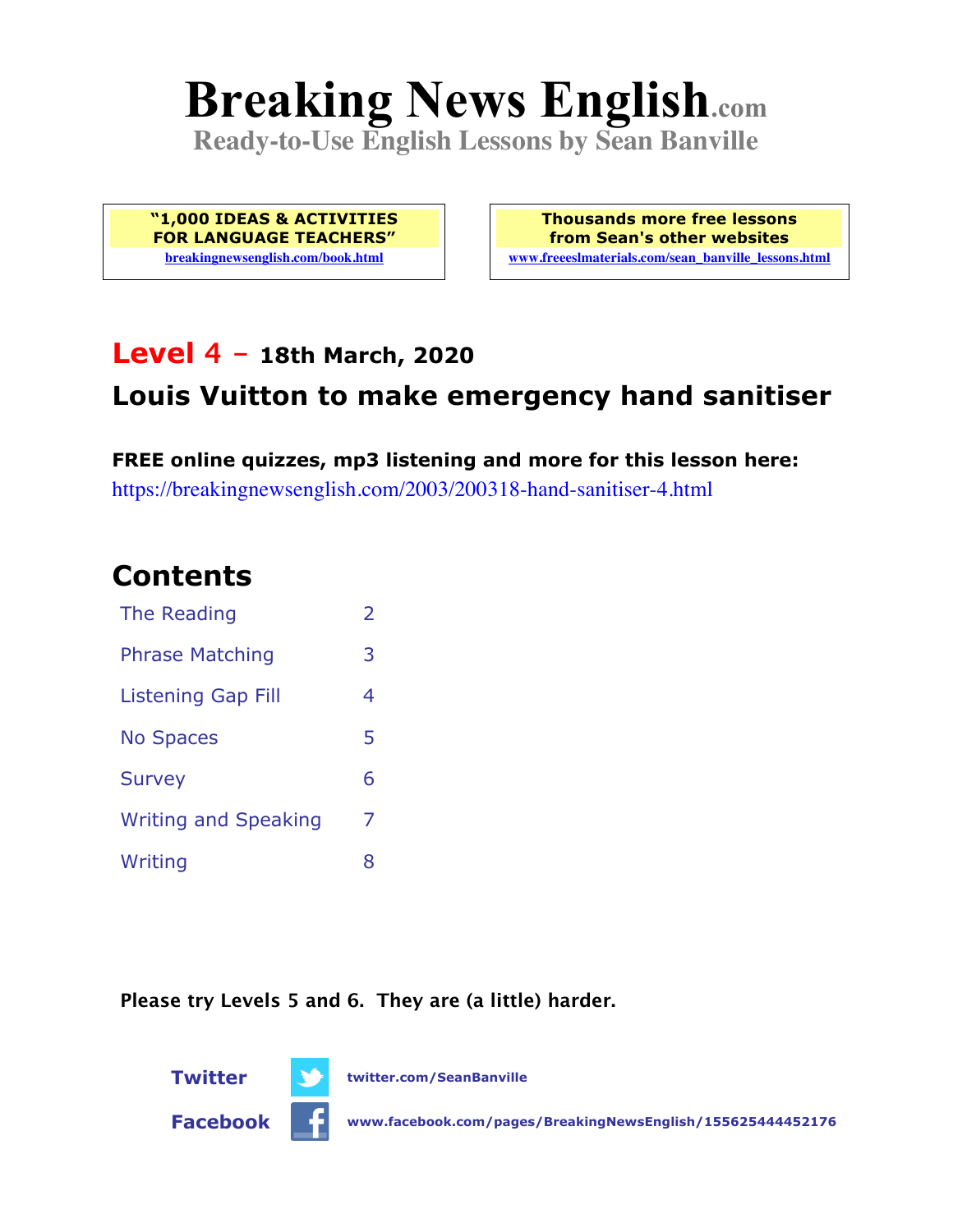# Breaking News English.com

**Ready-to-Use English Lessons by Sean Banville**

**"1,000 IDEAS & ACTIVITIES FOR LANGUAGE TEACHERS"**
breakingnewsenglish.com/book.html

**Thousands more free lessons from Sean's other websites**
www.freeeslmaterials.com/sean_banville_lessons.html

## Level 4 – 18th March, 2020

## Louis Vuitton to make emergency hand sanitiser

**FREE online quizzes, mp3 listening and more for this lesson here:**
https://breakingnewsenglish.com/2003/200318-hand-sanitiser-4.html

## Contents

| | |
|---|---|
| The Reading | 2 |
| Phrase Matching | 3 |
| Listening Gap Fill | 4 |
| No Spaces | 5 |
| Survey | 6 |
| Writing and Speaking | 7 |
| Writing | 8 |

**Please try Levels 5 and 6. They are (a little) harder.**

**Twitter** twitter.com/SeanBanville

**Facebook** www.facebook.com/pages/BreakingNewsEnglish/155625444452176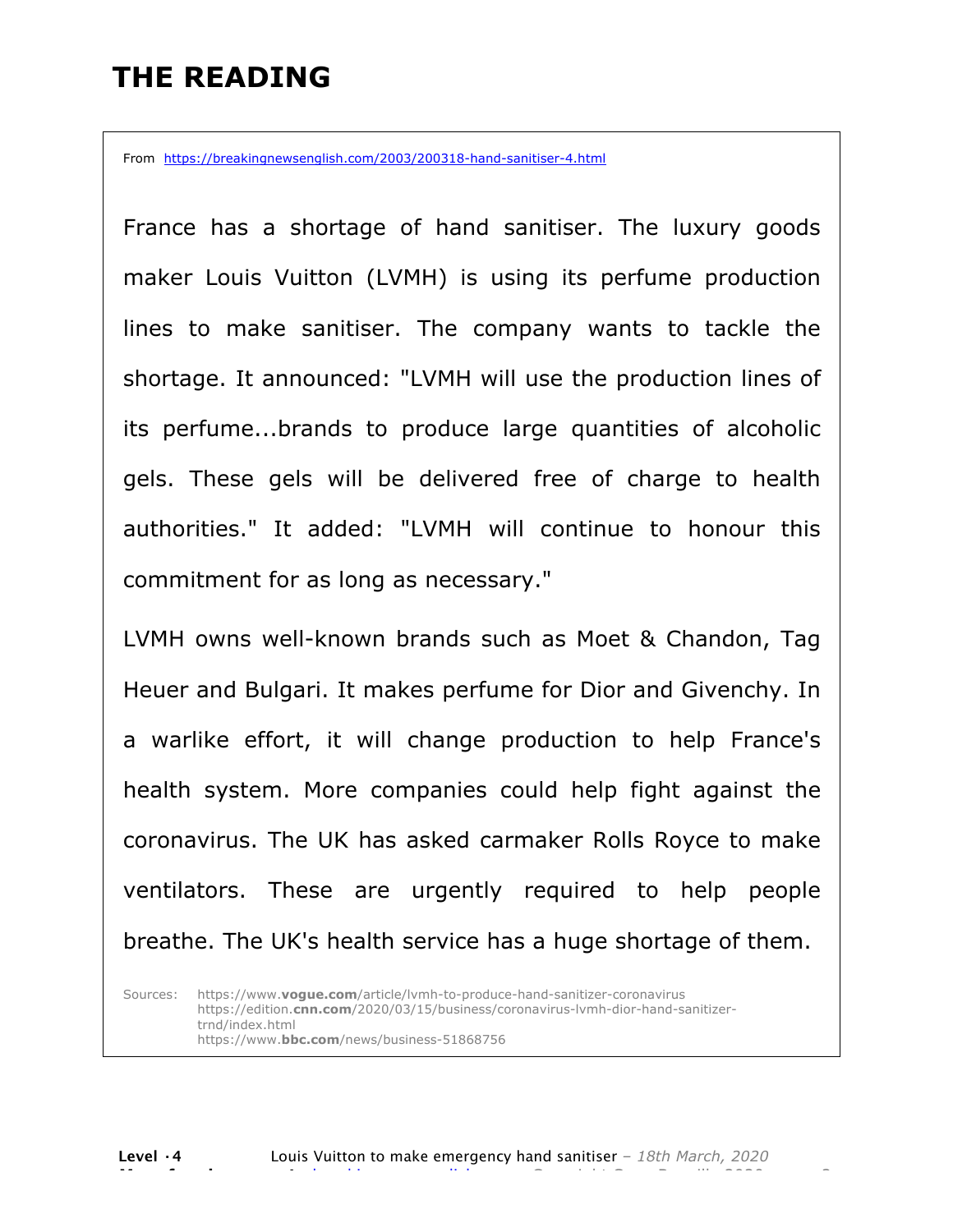# THE READING

From https://breakingnewsenglish.com/2003/200318-hand-sanitiser-4.html

France has a shortage of hand sanitiser. The luxury goods maker Louis Vuitton (LVMH) is using its perfume production lines to make sanitiser. The company wants to tackle the shortage. It announced: "LVMH will use the production lines of its perfume...brands to produce large quantities of alcoholic gels. These gels will be delivered free of charge to health authorities." It added: "LVMH will continue to honour this commitment for as long as necessary."

LVMH owns well-known brands such as Moet & Chandon, Tag Heuer and Bulgari. It makes perfume for Dior and Givenchy. In a warlike effort, it will change production to help France's health system. More companies could help fight against the coronavirus. The UK has asked carmaker Rolls Royce to make ventilators. These are urgently required to help people breathe. The UK's health service has a huge shortage of them.

Sources: https://www.**vogue.com**/article/lvmh-to-produce-hand-sanitizer-coronavirus
https://edition.**cnn.com**/2020/03/15/business/coronavirus-lvmh-dior-hand-sanitizer-trnd/index.html
https://www.**bbc.com**/news/business-51868756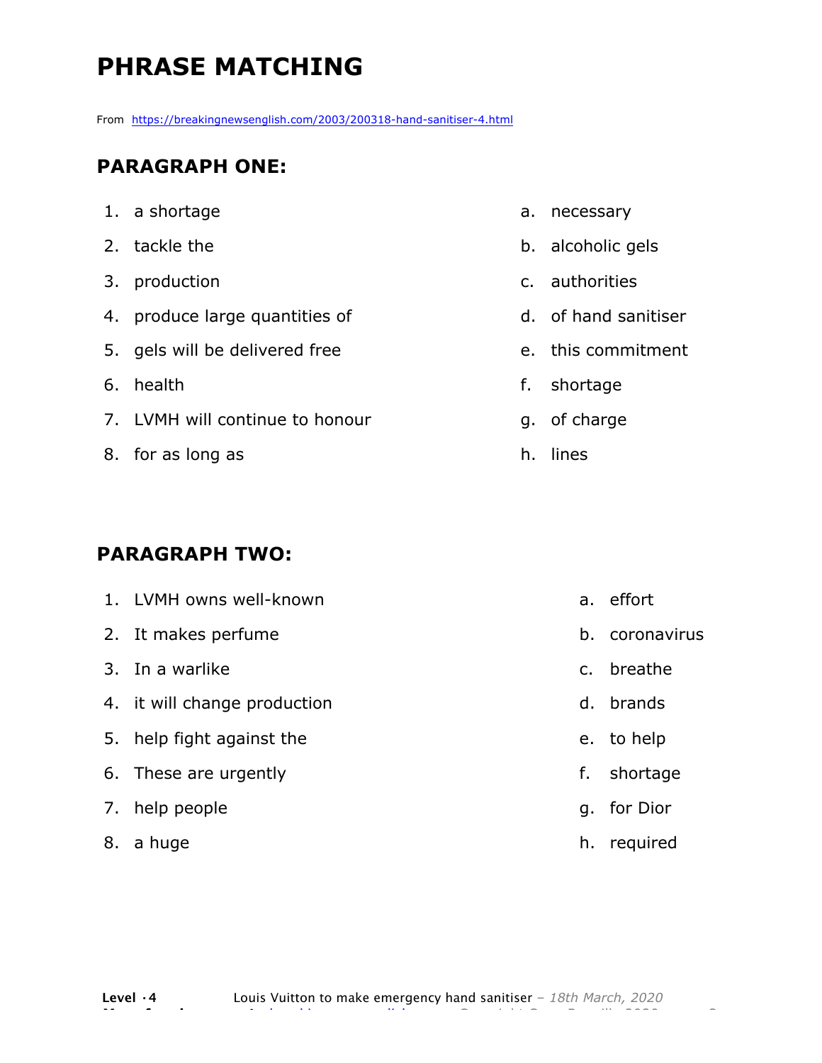# PHRASE MATCHING

From https://breakingnewsenglish.com/2003/200318-hand-sanitiser-4.html

## PARAGRAPH ONE:

| | | | |
|---|---|---|---|
| 1. | a shortage | a. | necessary |
| 2. | tackle the | b. | alcoholic gels |
| 3. | production | c. | authorities |
| 4. | produce large quantities of | d. | of hand sanitiser |
| 5. | gels will be delivered free | e. | this commitment |
| 6. | health | f. | shortage |
| 7. | LVMH will continue to honour | g. | of charge |
| 8. | for as long as | h. | lines |

## PARAGRAPH TWO:

| | | | |
|---|---|---|---|
| 1. | LVMH owns well-known | a. | effort |
| 2. | It makes perfume | b. | coronavirus |
| 3. | In a warlike | c. | breathe |
| 4. | it will change production | d. | brands |
| 5. | help fight against the | e. | to help |
| 6. | These are urgently | f. | shortage |
| 7. | help people | g. | for Dior |
| 8. | a huge | h. | required |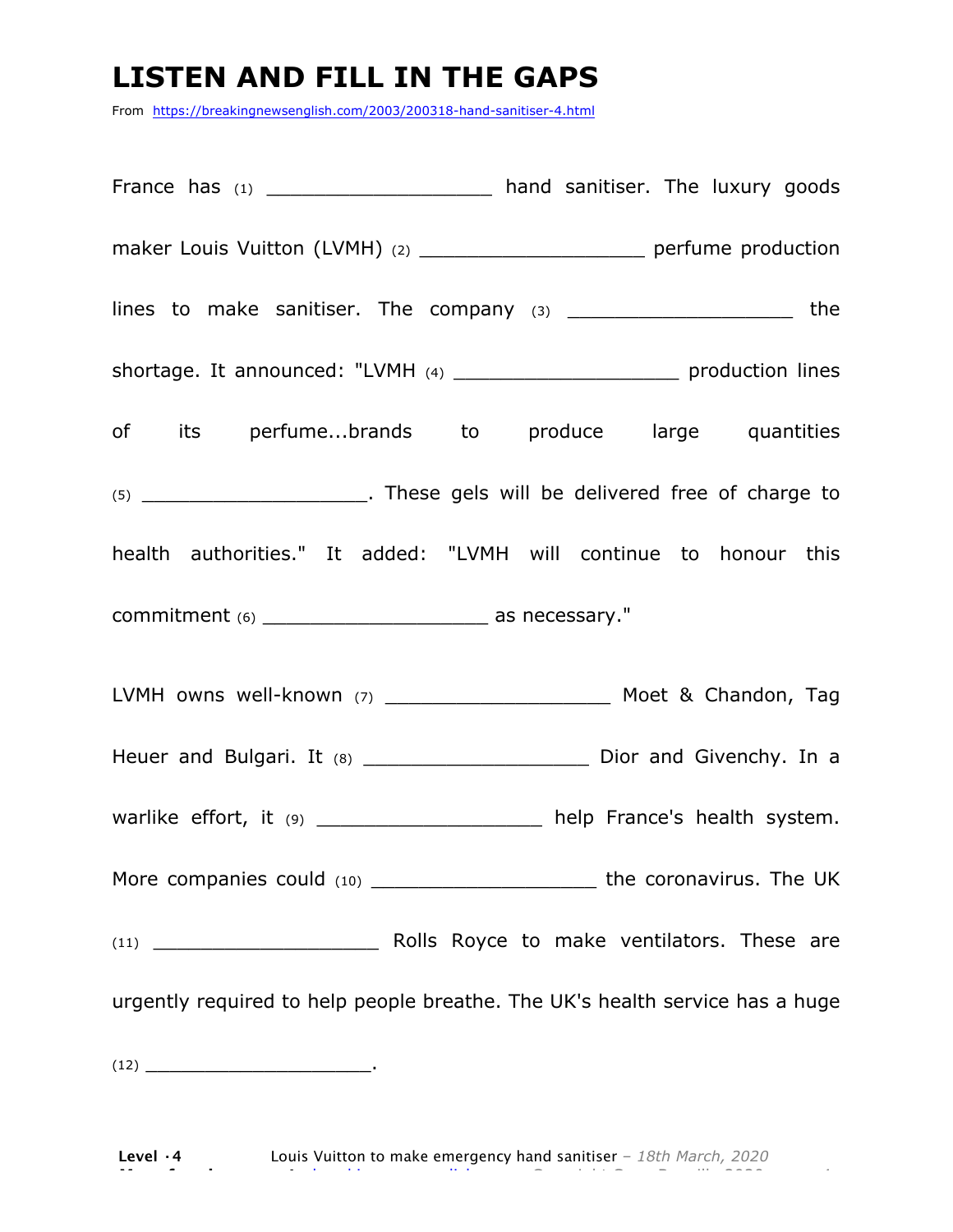# LISTEN AND FILL IN THE GAPS

From https://breakingnewsenglish.com/2003/200318-hand-sanitiser-4.html

France has (1) ___________________ hand sanitiser. The luxury goods maker Louis Vuitton (LVMH) (2) ___________________ perfume production lines to make sanitiser. The company (3) ___________________ the shortage. It announced: "LVMH (4) ___________________ production lines of its perfume...brands to produce large quantities (5) ___________________. These gels will be delivered free of charge to health authorities." It added: "LVMH will continue to honour this commitment (6) ___________________ as necessary."

LVMH owns well-known (7) ___________________ Moet & Chandon, Tag Heuer and Bulgari. It (8) ___________________ Dior and Givenchy. In a warlike effort, it (9) ___________________ help France's health system. More companies could (10) ___________________ the coronavirus. The UK (11) ___________________ Rolls Royce to make ventilators. These are urgently required to help people breathe. The UK's health service has a huge (12) ___________________.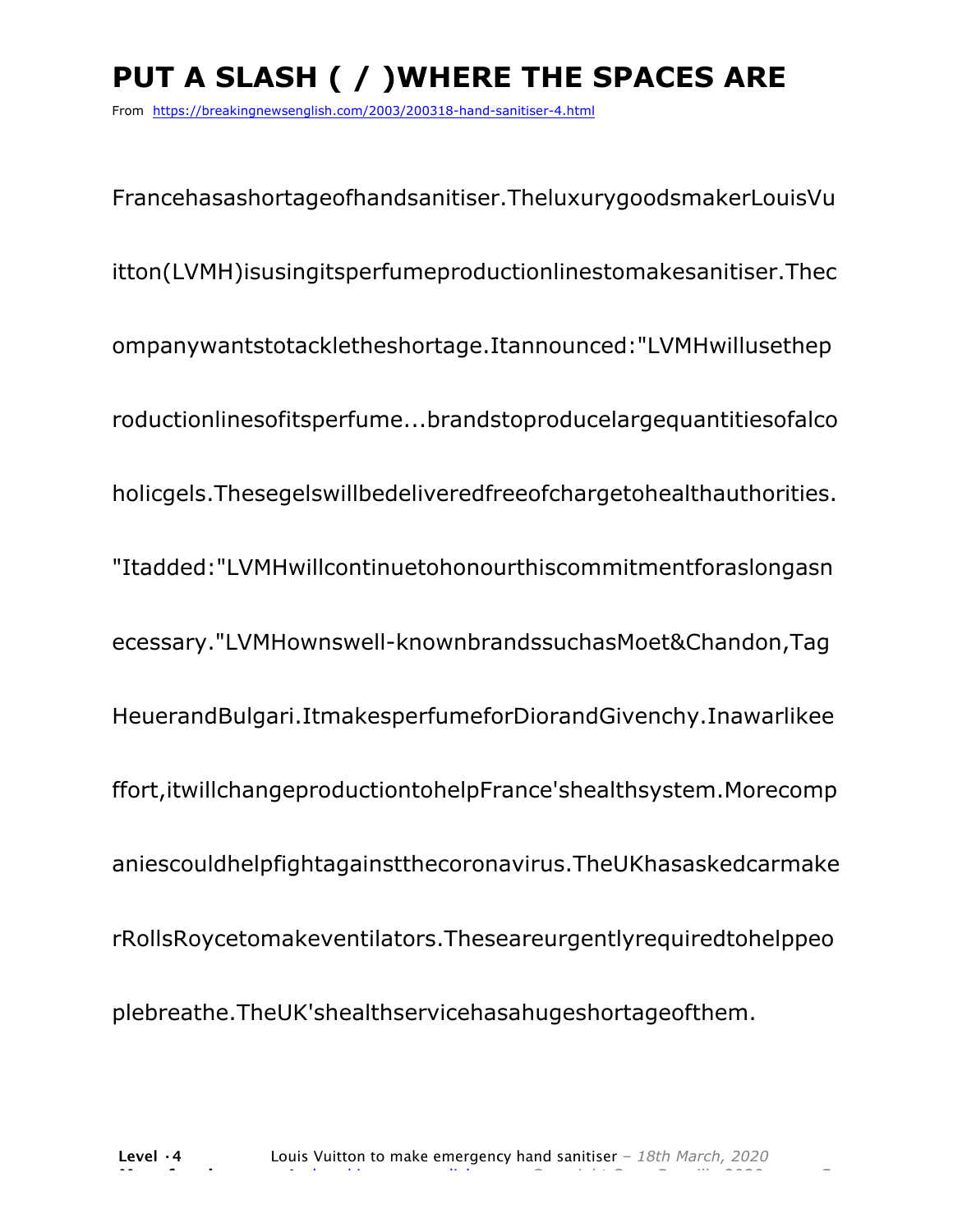# PUT A SLASH ( / )WHERE THE SPACES ARE

From https://breakingnewsenglish.com/2003/200318-hand-sanitiser-4.html

FrancehasashortageofhandsanItiser.TheluxurygoodsmakerLouisVu

itton(LVMH)isusingitsperfumeproductionlinestomakesanitiser.Thec

ompanywantstotackletheshortage.Itannounced:"LVMHwillusethep

roductionlinesofitsperfume...brandstoproducelargequantitiesofalco

holicgels.Thesegelswillbedeliveredfreeofchargetohealthauthorities.

"Itadded:"LVMHwillcontinuetohonourthiscommitmentforaslongasn

ecessary."LVMHownswell-knownbrandssuchasMoet&Chandon,Tag

HeuerandBulgari.ItmakesperfumeforDiorandGivenchy.Inawarlikee

ffort,itwillchangeproductiontohelpFrance'shealthsystem.Morecomp

aniescouldhelpfightagainstthecoronavirus.TheUKhasaskedcarmake

rRollsRoycetomakeventilators.Theseareurgentlyrequiredtohelppeo

plebreathe.TheUK'shealthservicehasahugeshortageofthem.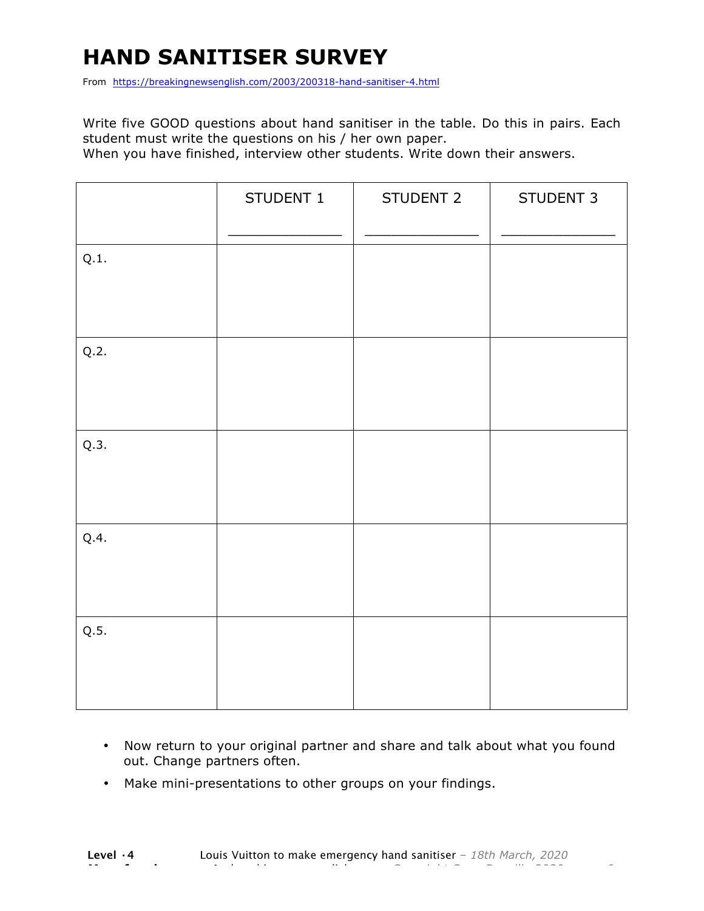# HAND SANITISER SURVEY

From https://breakingnewsenglish.com/2003/200318-hand-sanitiser-4.html

Write five GOOD questions about hand sanitiser in the table. Do this in pairs. Each student must write the questions on his / her own paper.
When you have finished, interview other students. Write down their answers.

| | STUDENT 1<br>_____________ | STUDENT 2<br>_____________ | STUDENT 3<br>_____________ |
|---|---|---|---|
| Q.1. | | | |
| Q.2. | | | |
| Q.3. | | | |
| Q.4. | | | |
| Q.5. | | | |

- Now return to your original partner and share and talk about what you found out. Change partners often.
- Make mini-presentations to other groups on your findings.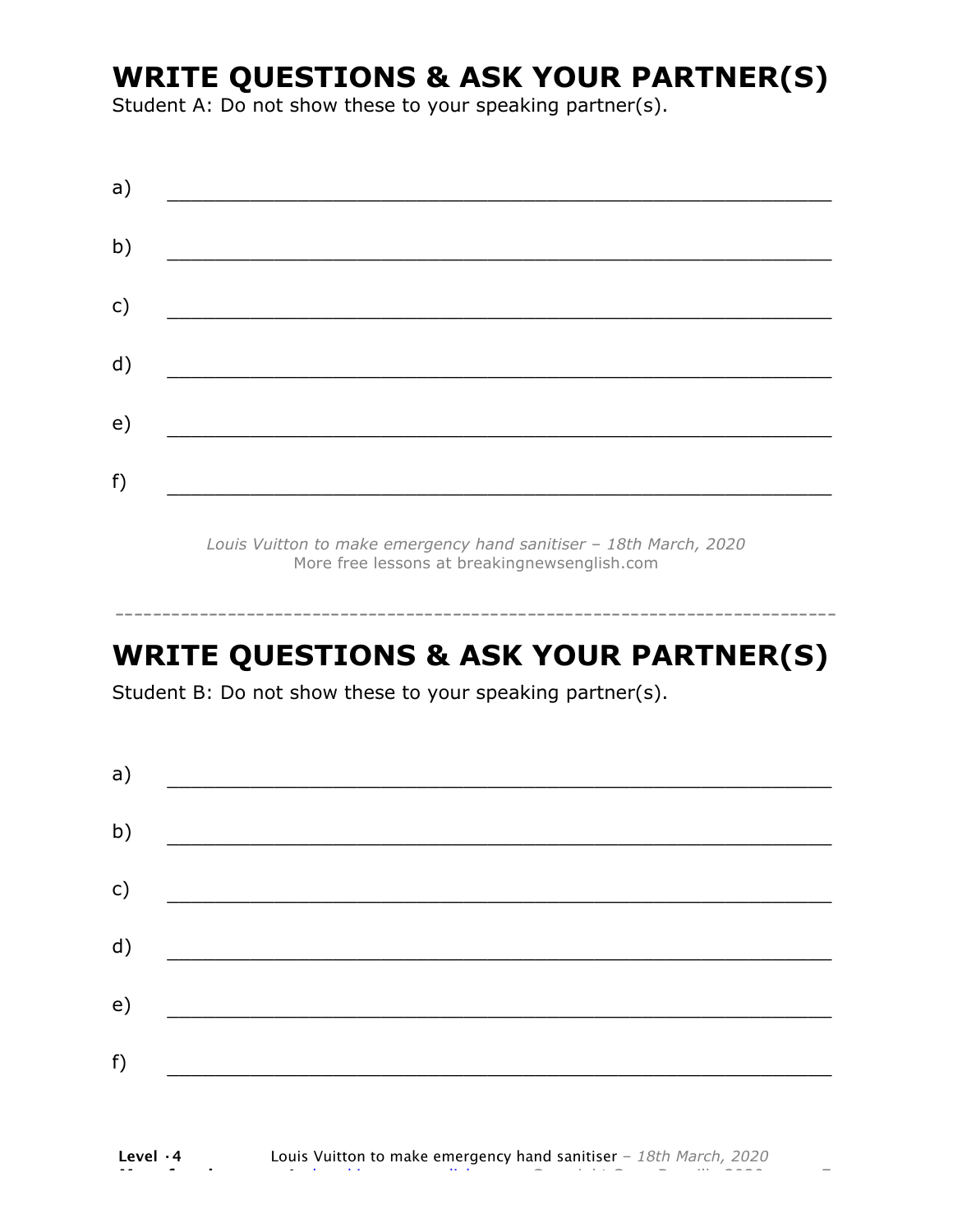# WRITE QUESTIONS & ASK YOUR PARTNER(S)

Student A: Do not show these to your speaking partner(s).

a) ___________________________________________________________

b) ___________________________________________________________

c) ___________________________________________________________

d) ___________________________________________________________

e) ___________________________________________________________

f) ___________________________________________________________

*Louis Vuitton to make emergency hand sanitiser – 18th March, 2020*
More free lessons at breakingnewsenglish.com

---

# WRITE QUESTIONS & ASK YOUR PARTNER(S)

Student B: Do not show these to your speaking partner(s).

a) ___________________________________________________________

b) ___________________________________________________________

c) ___________________________________________________________

d) ___________________________________________________________

e) ___________________________________________________________

f) ___________________________________________________________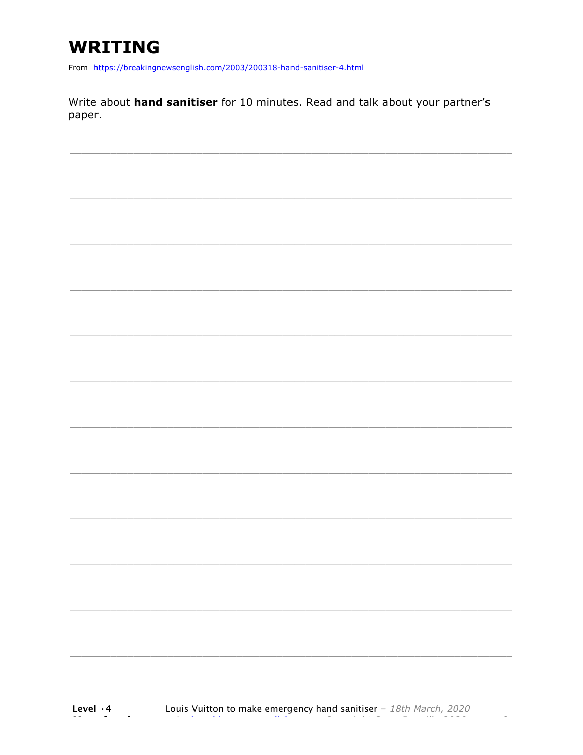# WRITING

From https://breakingnewsenglish.com/2003/200318-hand-sanitiser-4.html

Write about **hand sanitiser** for 10 minutes. Read and talk about your partner's paper.